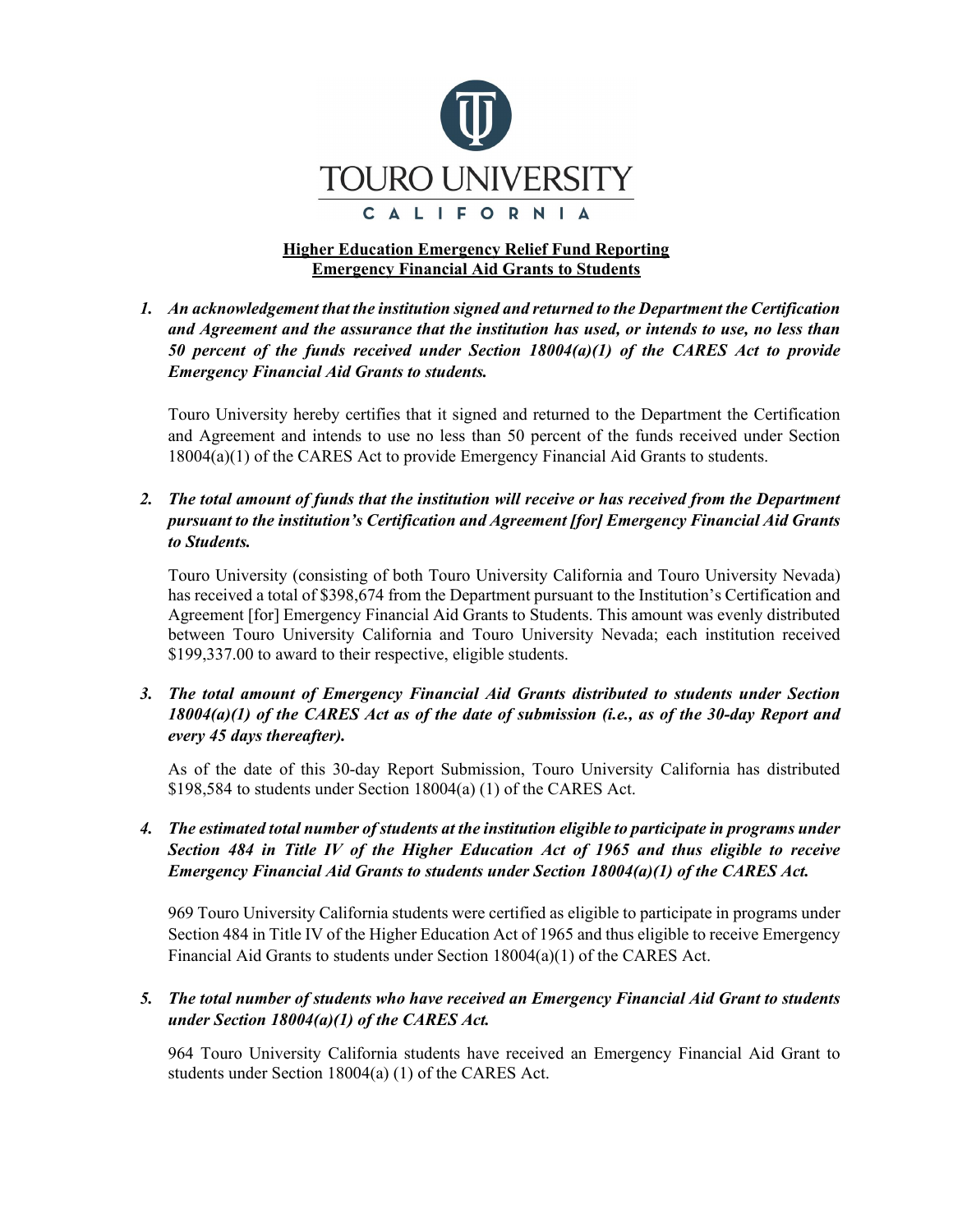TOURO UNIVERSITY

CALIFORNIA

**Higher Education Emergency Relief Fund Reporting**
**Emergency Financial Aid Grants to Students**

1. ***An acknowledgement that the institution signed and returned to the Department the Certification and Agreement and the assurance that the institution has used, or intends to use, no less than 50 percent of the funds received under Section 18004(a)(1) of the CARES Act to provide Emergency Financial Aid Grants to students.***

   Touro University hereby certifies that it signed and returned to the Department the Certification and Agreement and intends to use no less than 50 percent of the funds received under Section 18004(a)(1) of the CARES Act to provide Emergency Financial Aid Grants to students.

2. ***The total amount of funds that the institution will receive or has received from the Department pursuant to the institution's Certification and Agreement [for] Emergency Financial Aid Grants to Students.***

   Touro University (consisting of both Touro University California and Touro University Nevada) has received a total of $398,674 from the Department pursuant to the Institution's Certification and Agreement [for] Emergency Financial Aid Grants to Students. This amount was evenly distributed between Touro University California and Touro University Nevada; each institution received $199,337.00 to award to their respective, eligible students.

3. ***The total amount of Emergency Financial Aid Grants distributed to students under Section 18004(a)(1) of the CARES Act as of the date of submission (i.e., as of the 30-day Report and every 45 days thereafter).***

   As of the date of this 30-day Report Submission, Touro University California has distributed $198,584 to students under Section 18004(a) (1) of the CARES Act.

4. ***The estimated total number of students at the institution eligible to participate in programs under Section 484 in Title IV of the Higher Education Act of 1965 and thus eligible to receive Emergency Financial Aid Grants to students under Section 18004(a)(1) of the CARES Act.***

   969 Touro University California students were certified as eligible to participate in programs under Section 484 in Title IV of the Higher Education Act of 1965 and thus eligible to receive Emergency Financial Aid Grants to students under Section 18004(a)(1) of the CARES Act.

5. ***The total number of students who have received an Emergency Financial Aid Grant to students under Section 18004(a)(1) of the CARES Act.***

   964 Touro University California students have received an Emergency Financial Aid Grant to students under Section 18004(a) (1) of the CARES Act.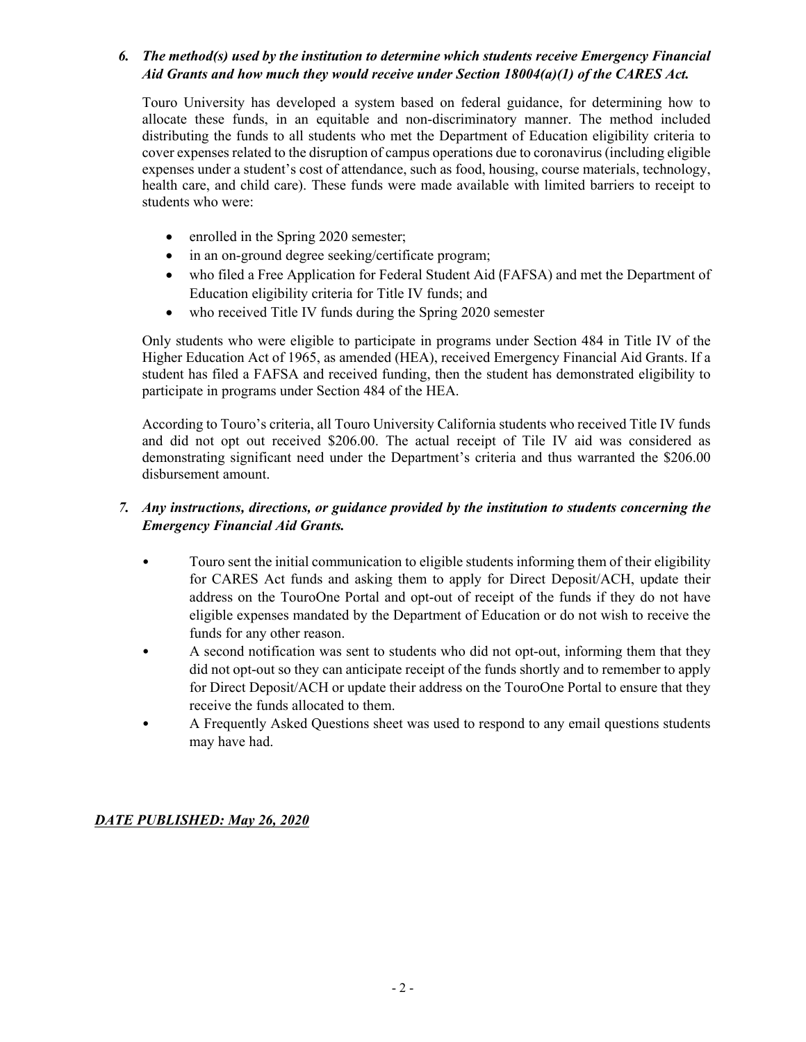***6. The method(s) used by the institution to determine which students receive Emergency Financial Aid Grants and how much they would receive under Section 18004(a)(1) of the CARES Act.***

Touro University has developed a system based on federal guidance, for determining how to allocate these funds, in an equitable and non-discriminatory manner. The method included distributing the funds to all students who met the Department of Education eligibility criteria to cover expenses related to the disruption of campus operations due to coronavirus (including eligible expenses under a student's cost of attendance, such as food, housing, course materials, technology, health care, and child care). These funds were made available with limited barriers to receipt to students who were:

- enrolled in the Spring 2020 semester;
- in an on-ground degree seeking/certificate program;
- who filed a Free Application for Federal Student Aid (FAFSA) and met the Department of Education eligibility criteria for Title IV funds; and
- who received Title IV funds during the Spring 2020 semester

Only students who were eligible to participate in programs under Section 484 in Title IV of the Higher Education Act of 1965, as amended (HEA), received Emergency Financial Aid Grants. If a student has filed a FAFSA and received funding, then the student has demonstrated eligibility to participate in programs under Section 484 of the HEA.

According to Touro's criteria, all Touro University California students who received Title IV funds and did not opt out received $206.00. The actual receipt of Tile IV aid was considered as demonstrating significant need under the Department's criteria and thus warranted the $206.00 disbursement amount.

***7. Any instructions, directions, or guidance provided by the institution to students concerning the Emergency Financial Aid Grants.***

- Touro sent the initial communication to eligible students informing them of their eligibility for CARES Act funds and asking them to apply for Direct Deposit/ACH, update their address on the TouroOne Portal and opt-out of receipt of the funds if they do not have eligible expenses mandated by the Department of Education or do not wish to receive the funds for any other reason.
- A second notification was sent to students who did not opt-out, informing them that they did not opt-out so they can anticipate receipt of the funds shortly and to remember to apply for Direct Deposit/ACH or update their address on the TouroOne Portal to ensure that they receive the funds allocated to them.
- A Frequently Asked Questions sheet was used to respond to any email questions students may have had.

***DATE PUBLISHED: May 26, 2020***